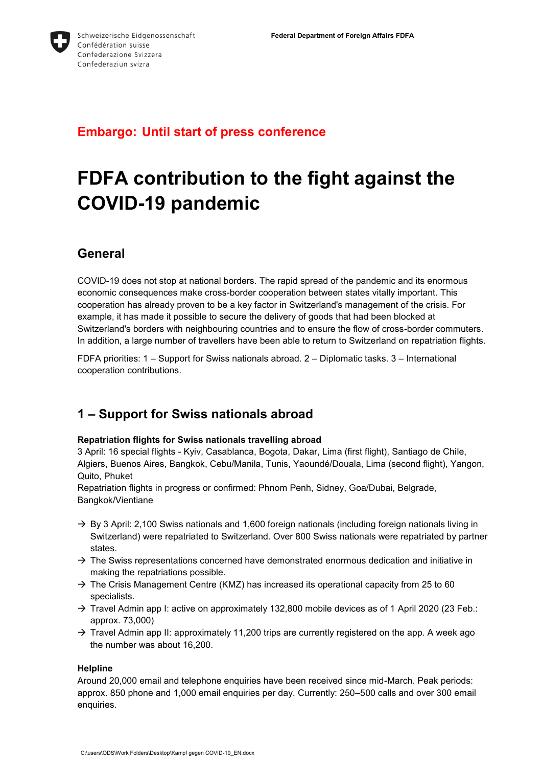Schweizerische Eidgenossenschaft
Confédération suisse
Confederazione Svizzera
Confederaziun svizra

**Federal Department of Foreign Affairs FDFA**

**Embargo: Until start of press conference**

# FDFA contribution to the fight against the COVID-19 pandemic

## General

COVID-19 does not stop at national borders. The rapid spread of the pandemic and its enormous economic consequences make cross-border cooperation between states vitally important. This cooperation has already proven to be a key factor in Switzerland's management of the crisis. For example, it has made it possible to secure the delivery of goods that had been blocked at Switzerland's borders with neighbouring countries and to ensure the flow of cross-border commuters. In addition, a large number of travellers have been able to return to Switzerland on repatriation flights.

FDFA priorities: 1 – Support for Swiss nationals abroad. 2 – Diplomatic tasks. 3 – International cooperation contributions.

## 1 – Support for Swiss nationals abroad

**Repatriation flights for Swiss nationals travelling abroad**
3 April: 16 special flights - Kyiv, Casablanca, Bogota, Dakar, Lima (first flight), Santiago de Chile, Algiers, Buenos Aires, Bangkok, Cebu/Manila, Tunis, Yaoundé/Douala, Lima (second flight), Yangon, Quito, Phuket
Repatriation flights in progress or confirmed: Phnom Penh, Sidney, Goa/Dubai, Belgrade, Bangkok/Vientiane

→ By 3 April: 2,100 Swiss nationals and 1,600 foreign nationals (including foreign nationals living in Switzerland) were repatriated to Switzerland. Over 800 Swiss nationals were repatriated by partner states.
→ The Swiss representations concerned have demonstrated enormous dedication and initiative in making the repatriations possible.
→ The Crisis Management Centre (KMZ) has increased its operational capacity from 25 to 60 specialists.
→ Travel Admin app I: active on approximately 132,800 mobile devices as of 1 April 2020 (23 Feb.: approx. 73,000)
→ Travel Admin app II: approximately 11,200 trips are currently registered on the app. A week ago the number was about 16,200.

**Helpline**
Around 20,000 email and telephone enquiries have been received since mid-March. Peak periods: approx. 850 phone and 1,000 email enquiries per day. Currently: 250–500 calls and over 300 email enquiries.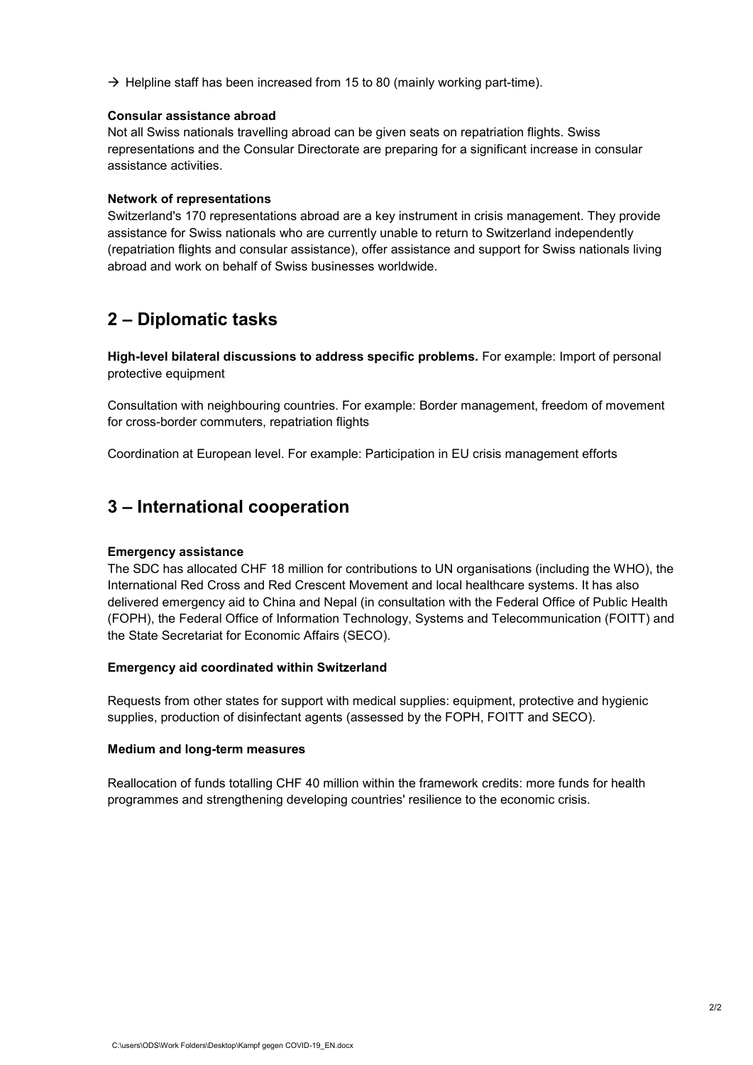→ Helpline staff has been increased from 15 to 80 (mainly working part-time).

**Consular assistance abroad**

Not all Swiss nationals travelling abroad can be given seats on repatriation flights. Swiss representations and the Consular Directorate are preparing for a significant increase in consular assistance activities.

**Network of representations**

Switzerland's 170 representations abroad are a key instrument in crisis management. They provide assistance for Swiss nationals who are currently unable to return to Switzerland independently (repatriation flights and consular assistance), offer assistance and support for Swiss nationals living abroad and work on behalf of Swiss businesses worldwide.

## 2 – Diplomatic tasks

**High-level bilateral discussions to address specific problems.** For example: Import of personal protective equipment

Consultation with neighbouring countries. For example: Border management, freedom of movement for cross-border commuters, repatriation flights

Coordination at European level. For example: Participation in EU crisis management efforts

## 3 – International cooperation

**Emergency assistance**

The SDC has allocated CHF 18 million for contributions to UN organisations (including the WHO), the International Red Cross and Red Crescent Movement and local healthcare systems. It has also delivered emergency aid to China and Nepal (in consultation with the Federal Office of Public Health (FOPH), the Federal Office of Information Technology, Systems and Telecommunication (FOITT) and the State Secretariat for Economic Affairs (SECO).

**Emergency aid coordinated within Switzerland**

Requests from other states for support with medical supplies: equipment, protective and hygienic supplies, production of disinfectant agents (assessed by the FOPH, FOITT and SECO).

**Medium and long-term measures**

Reallocation of funds totalling CHF 40 million within the framework credits: more funds for health programmes and strengthening developing countries' resilience to the economic crisis.